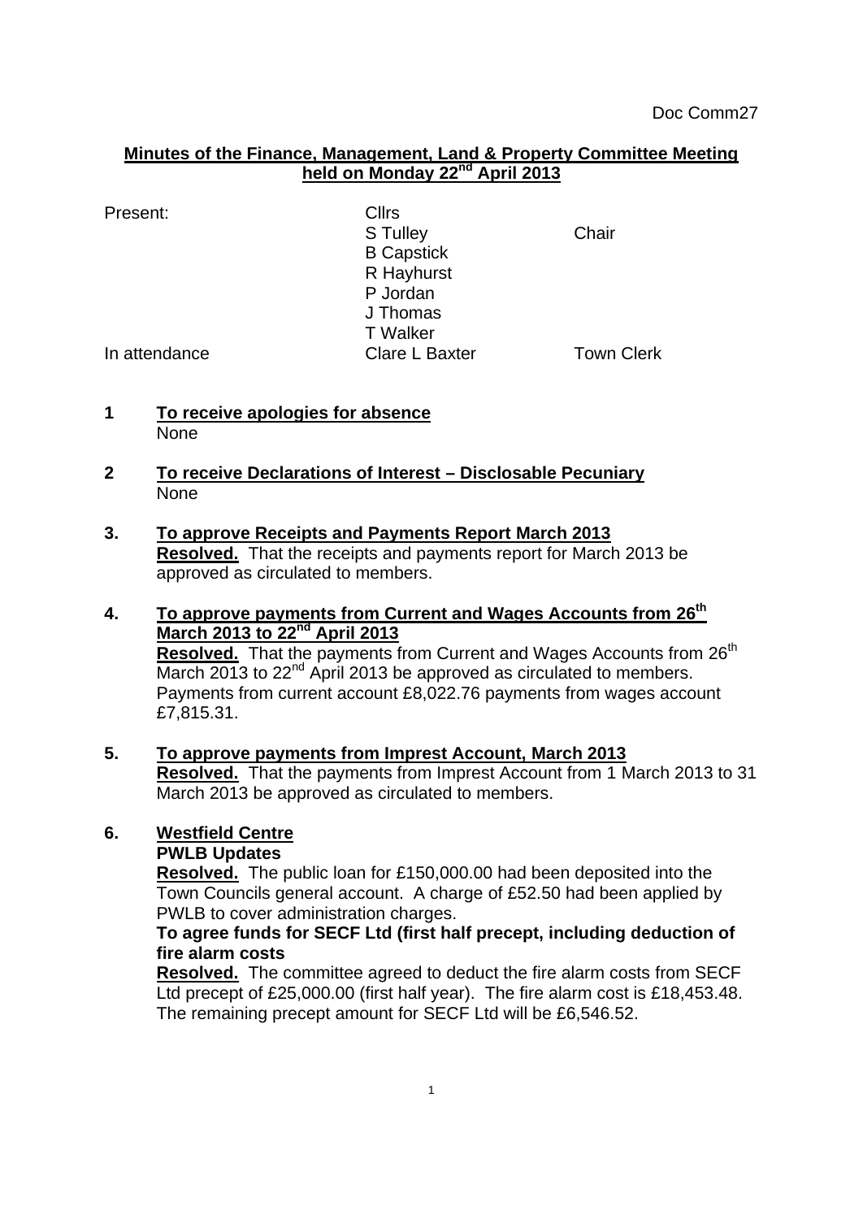Doc Comm27

## Minutes of the Finance, Management, Land & Property Committee Meeting held on Monday 22nd April 2013

| Present: | Cllrs | |
|---|---|---|
| | S Tulley | Chair |
| | B Capstick | |
| | R Hayhurst | |
| | P Jordan | |
| | J Thomas | |
| | T Walker | |
| In attendance | Clare L Baxter | Town Clerk |

**1 To receive apologies for absence**

None

**2 To receive Declarations of Interest – Disclosable Pecuniary**

None

**3. To approve Receipts and Payments Report March 2013**

**Resolved.** That the receipts and payments report for March 2013 be approved as circulated to members.

**4. To approve payments from Current and Wages Accounts from 26th March 2013 to 22nd April 2013**

**Resolved.** That the payments from Current and Wages Accounts from 26th March 2013 to 22nd April 2013 be approved as circulated to members. Payments from current account £8,022.76 payments from wages account £7,815.31.

**5. To approve payments from Imprest Account, March 2013**

**Resolved.** That the payments from Imprest Account from 1 March 2013 to 31 March 2013 be approved as circulated to members.

**6. Westfield Centre**

**PWLB Updates**

**Resolved.** The public loan for £150,000.00 had been deposited into the Town Councils general account. A charge of £52.50 had been applied by PWLB to cover administration charges.

**To agree funds for SECF Ltd (first half precept, including deduction of fire alarm costs**

**Resolved.** The committee agreed to deduct the fire alarm costs from SECF Ltd precept of £25,000.00 (first half year). The fire alarm cost is £18,453.48. The remaining precept amount for SECF Ltd will be £6,546.52.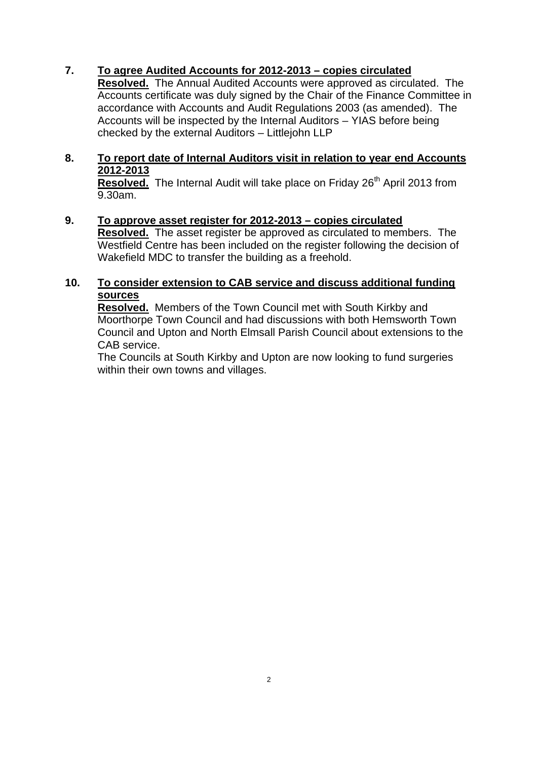7. **<u>To agree Audited Accounts for 2012-2013 – copies circulated</u>**

**<u>Resolved.</u>** The Annual Audited Accounts were approved as circulated. The Accounts certificate was duly signed by the Chair of the Finance Committee in accordance with Accounts and Audit Regulations 2003 (as amended). The Accounts will be inspected by the Internal Auditors – YIAS before being checked by the external Auditors – Littlejohn LLP

8. **<u>To report date of Internal Auditors visit in relation to year end Accounts 2012-2013</u>**

**<u>Resolved.</u>** The Internal Audit will take place on Friday 26th April 2013 from 9.30am.

9. **<u>To approve asset register for 2012-2013 – copies circulated</u>**

**<u>Resolved.</u>** The asset register be approved as circulated to members. The Westfield Centre has been included on the register following the decision of Wakefield MDC to transfer the building as a freehold.

10. **<u>To consider extension to CAB service and discuss additional funding sources</u>**

**<u>Resolved.</u>** Members of the Town Council met with South Kirkby and Moorthorpe Town Council and had discussions with both Hemsworth Town Council and Upton and North Elmsall Parish Council about extensions to the CAB service.

The Councils at South Kirkby and Upton are now looking to fund surgeries within their own towns and villages.